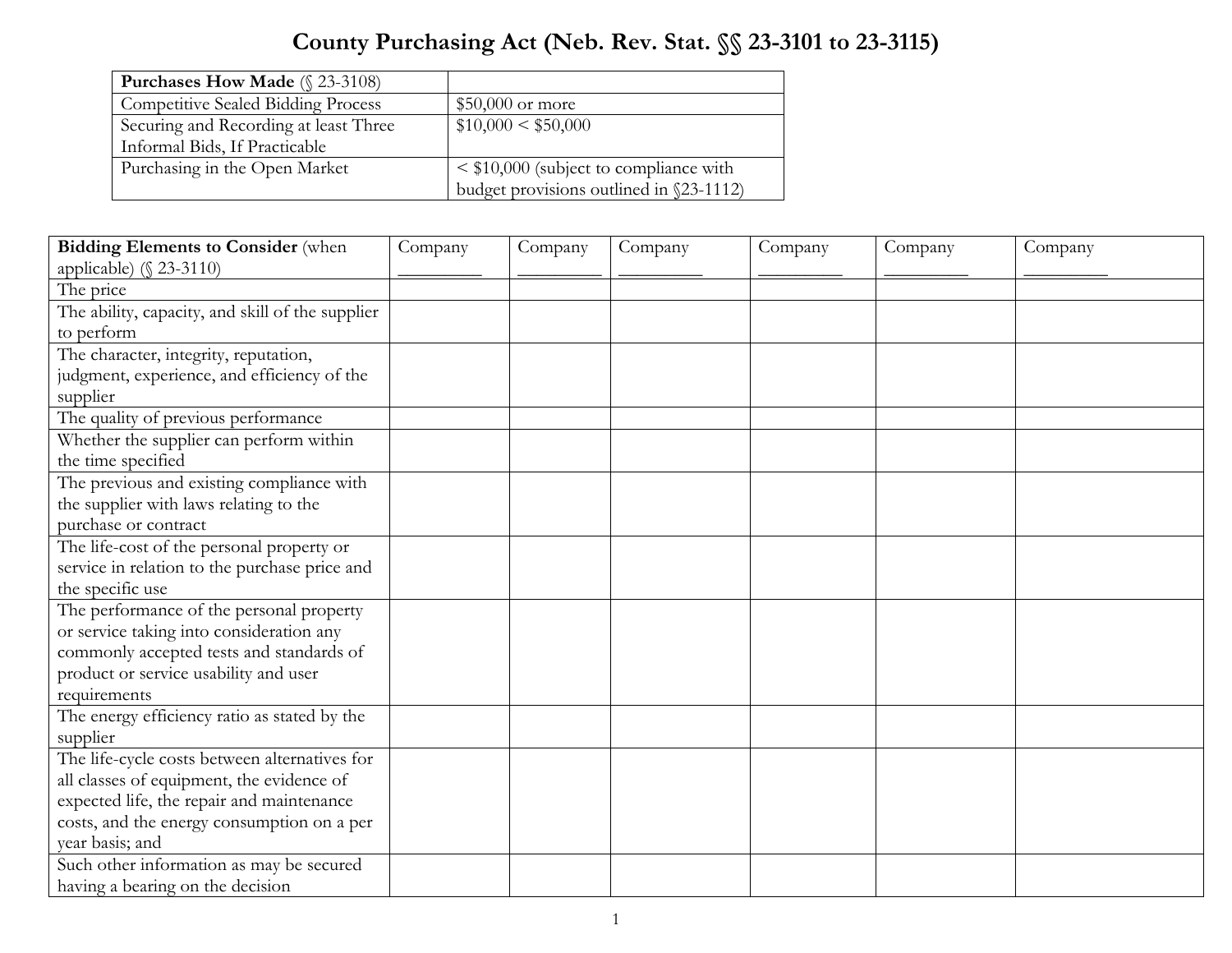# County Purchasing Act (Neb. Rev. Stat. §§ 23-3101 to 23-3115)

| **Purchases How Made** (§ 23-3108) | |
|---|---|
| Competitive Sealed Bidding Process | $50,000 or more |
| Securing and Recording at least Three Informal Bids, If Practicable | $10,000 < $50,000 |
| Purchasing in the Open Market | < $10,000 (subject to compliance with budget provisions outlined in §23-1112) |

| **Bidding Elements to Consider** (when applicable) (§ 23-3110) | Company _________ | Company _________ | Company _________ | Company _________ | Company _________ | Company _________ |
|---|---|---|---|---|---|---|
| The price | | | | | | |
| The ability, capacity, and skill of the supplier to perform | | | | | | |
| The character, integrity, reputation, judgment, experience, and efficiency of the supplier | | | | | | |
| The quality of previous performance | | | | | | |
| Whether the supplier can perform within the time specified | | | | | | |
| The previous and existing compliance with the supplier with laws relating to the purchase or contract | | | | | | |
| The life-cost of the personal property or service in relation to the purchase price and the specific use | | | | | | |
| The performance of the personal property or service taking into consideration any commonly accepted tests and standards of product or service usability and user requirements | | | | | | |
| The energy efficiency ratio as stated by the supplier | | | | | | |
| The life-cycle costs between alternatives for all classes of equipment, the evidence of expected life, the repair and maintenance costs, and the energy consumption on a per year basis; and | | | | | | |
| Such other information as may be secured having a bearing on the decision | | | | | | |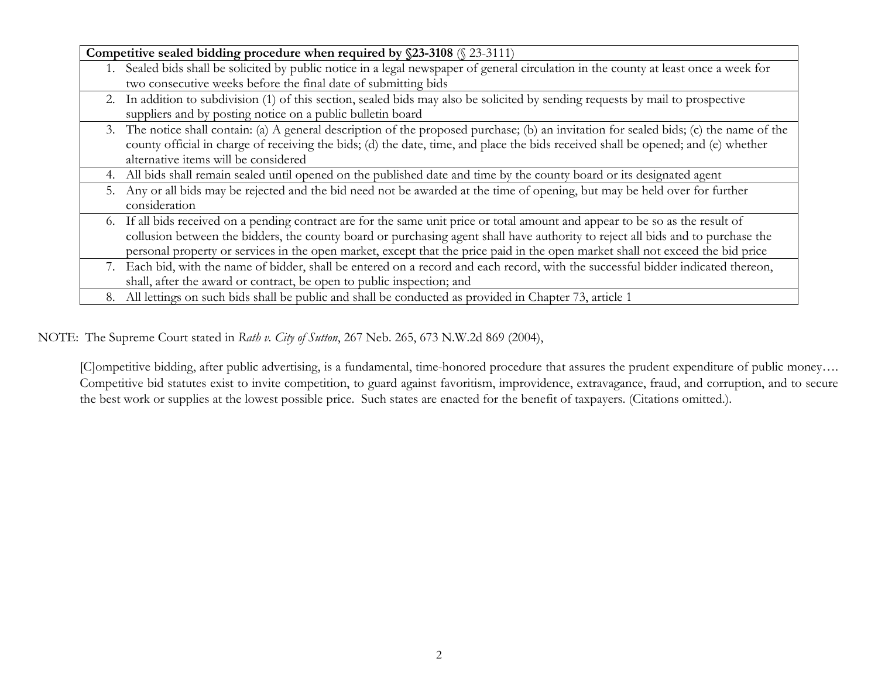| **Competitive sealed bidding procedure when required by §23-3108** (§ 23-3111) |
| --- |
| 1. Sealed bids shall be solicited by public notice in a legal newspaper of general circulation in the county at least once a week for two consecutive weeks before the final date of submitting bids |
| 2. In addition to subdivision (1) of this section, sealed bids may also be solicited by sending requests by mail to prospective suppliers and by posting notice on a public bulletin board |
| 3. The notice shall contain: (a) A general description of the proposed purchase; (b) an invitation for sealed bids; (c) the name of the county official in charge of receiving the bids; (d) the date, time, and place the bids received shall be opened; and (e) whether alternative items will be considered |
| 4. All bids shall remain sealed until opened on the published date and time by the county board or its designated agent |
| 5. Any or all bids may be rejected and the bid need not be awarded at the time of opening, but may be held over for further consideration |
| 6. If all bids received on a pending contract are for the same unit price or total amount and appear to be so as the result of collusion between the bidders, the county board or purchasing agent shall have authority to reject all bids and to purchase the personal property or services in the open market, except that the price paid in the open market shall not exceed the bid price |
| 7. Each bid, with the name of bidder, shall be entered on a record and each record, with the successful bidder indicated thereon, shall, after the award or contract, be open to public inspection; and |
| 8. All lettings on such bids shall be public and shall be conducted as provided in Chapter 73, article 1 |

NOTE: The Supreme Court stated in *Rath v. City of Sutton*, 267 Neb. 265, 673 N.W.2d 869 (2004),

> [C]ompetitive bidding, after public advertising, is a fundamental, time-honored procedure that assures the prudent expenditure of public money…. Competitive bid statutes exist to invite competition, to guard against favoritism, improvidence, extravagance, fraud, and corruption, and to secure the best work or supplies at the lowest possible price. Such states are enacted for the benefit of taxpayers. (Citations omitted.).